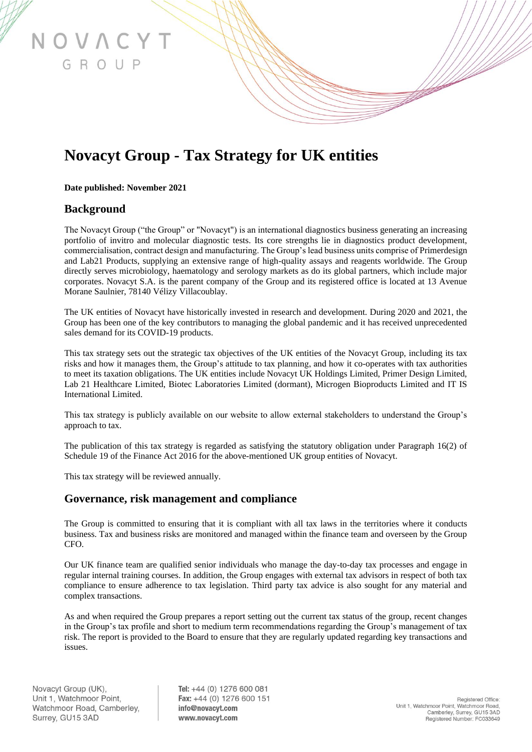# Novacyt Group - Tax Strategy for UK entities

**Date published: November 2021**

## Background

The Novacyt Group ("the Group" or "Novacyt") is an international diagnostics business generating an increasing portfolio of invitro and molecular diagnostic tests. Its core strengths lie in diagnostics product development, commercialisation, contract design and manufacturing. The Group's lead business units comprise of Primerdesign and Lab21 Products, supplying an extensive range of high-quality assays and reagents worldwide. The Group directly serves microbiology, haematology and serology markets as do its global partners, which include major corporates. Novacyt S.A. is the parent company of the Group and its registered office is located at 13 Avenue Morane Saulnier, 78140 Vélizy Villacoublay.

The UK entities of Novacyt have historically invested in research and development. During 2020 and 2021, the Group has been one of the key contributors to managing the global pandemic and it has received unprecedented sales demand for its COVID-19 products.

This tax strategy sets out the strategic tax objectives of the UK entities of the Novacyt Group, including its tax risks and how it manages them, the Group's attitude to tax planning, and how it co-operates with tax authorities to meet its taxation obligations. The UK entities include Novacyt UK Holdings Limited, Primer Design Limited, Lab 21 Healthcare Limited, Biotec Laboratories Limited (dormant), Microgen Bioproducts Limited and IT IS International Limited.

This tax strategy is publicly available on our website to allow external stakeholders to understand the Group's approach to tax.

The publication of this tax strategy is regarded as satisfying the statutory obligation under Paragraph 16(2) of Schedule 19 of the Finance Act 2016 for the above-mentioned UK group entities of Novacyt.

This tax strategy will be reviewed annually.

## Governance, risk management and compliance

The Group is committed to ensuring that it is compliant with all tax laws in the territories where it conducts business. Tax and business risks are monitored and managed within the finance team and overseen by the Group CFO.

Our UK finance team are qualified senior individuals who manage the day-to-day tax processes and engage in regular internal training courses. In addition, the Group engages with external tax advisors in respect of both tax compliance to ensure adherence to tax legislation. Third party tax advice is also sought for any material and complex transactions.

As and when required the Group prepares a report setting out the current tax status of the group, recent changes in the Group's tax profile and short to medium term recommendations regarding the Group's management of tax risk. The report is provided to the Board to ensure that they are regularly updated regarding key transactions and issues.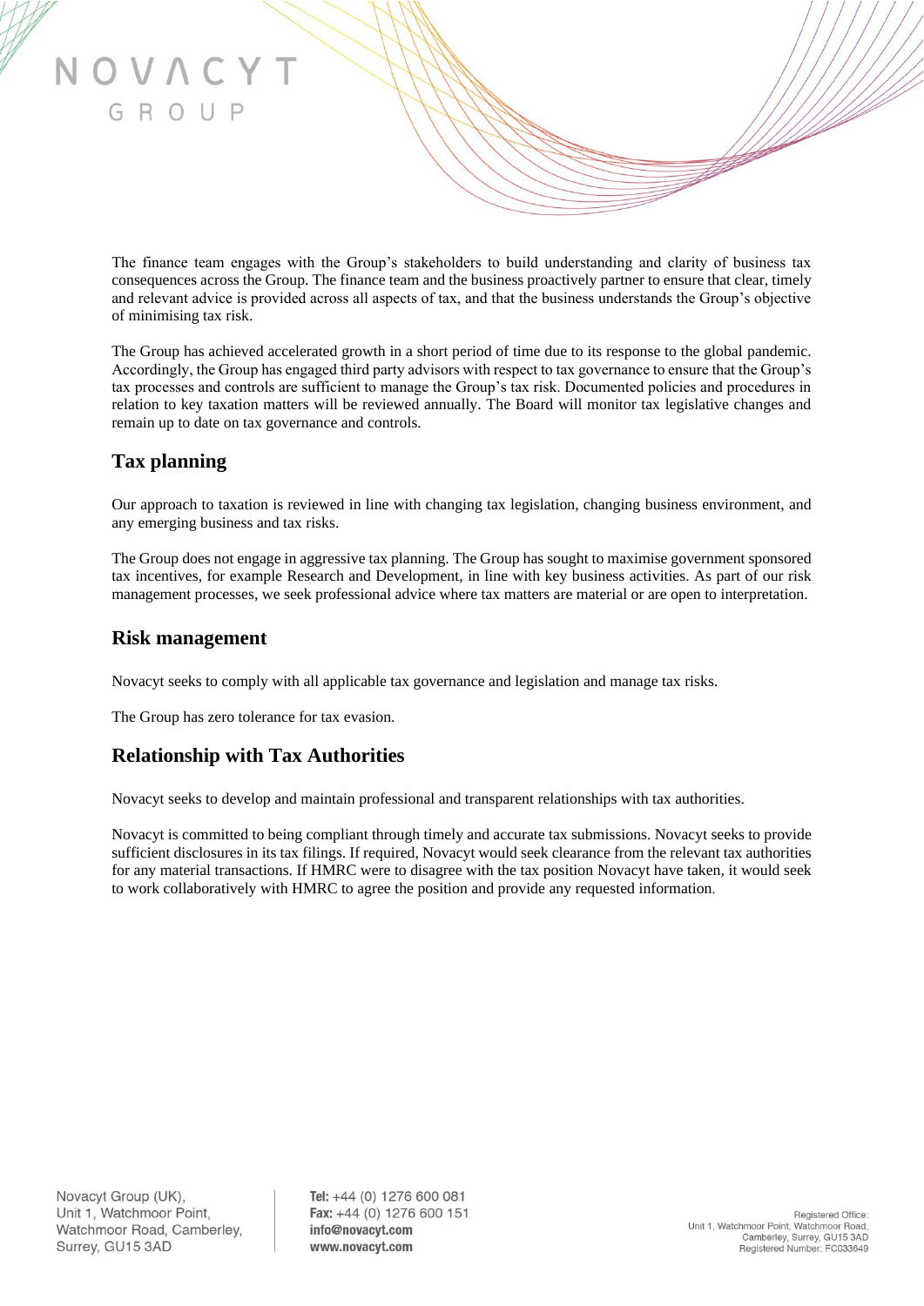The finance team engages with the Group's stakeholders to build understanding and clarity of business tax consequences across the Group. The finance team and the business proactively partner to ensure that clear, timely and relevant advice is provided across all aspects of tax, and that the business understands the Group's objective of minimising tax risk.

The Group has achieved accelerated growth in a short period of time due to its response to the global pandemic. Accordingly, the Group has engaged third party advisors with respect to tax governance to ensure that the Group's tax processes and controls are sufficient to manage the Group's tax risk. Documented policies and procedures in relation to key taxation matters will be reviewed annually. The Board will monitor tax legislative changes and remain up to date on tax governance and controls.

## Tax planning

Our approach to taxation is reviewed in line with changing tax legislation, changing business environment, and any emerging business and tax risks.

The Group does not engage in aggressive tax planning. The Group has sought to maximise government sponsored tax incentives, for example Research and Development, in line with key business activities. As part of our risk management processes, we seek professional advice where tax matters are material or are open to interpretation.

## Risk management

Novacyt seeks to comply with all applicable tax governance and legislation and manage tax risks.

The Group has zero tolerance for tax evasion.

## Relationship with Tax Authorities

Novacyt seeks to develop and maintain professional and transparent relationships with tax authorities.

Novacyt is committed to being compliant through timely and accurate tax submissions. Novacyt seeks to provide sufficient disclosures in its tax filings. If required, Novacyt would seek clearance from the relevant tax authorities for any material transactions. If HMRC were to disagree with the tax position Novacyt have taken, it would seek to work collaboratively with HMRC to agree the position and provide any requested information.